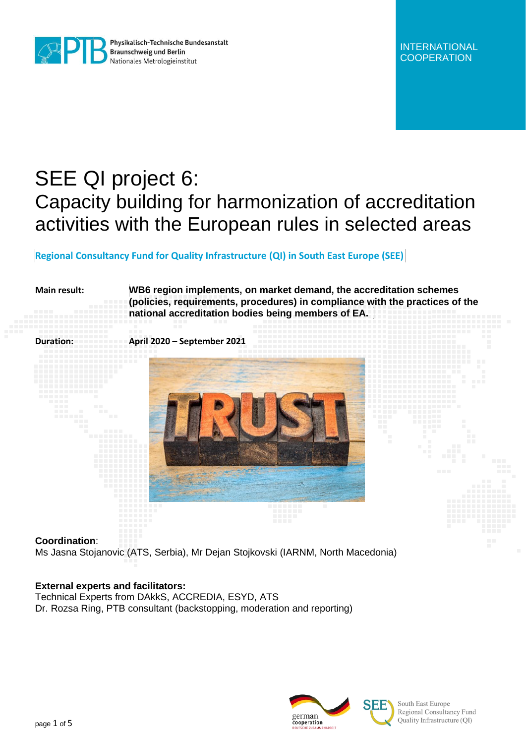Physikalisch-Technische Bundesanstalt
Braunschweig und Berlin
Nationales Metrologieinstitut

INTERNATIONAL COOPERATION

# SEE QI project 6:
# Capacity building for harmonization of accreditation activities with the European rules in selected areas

**Regional Consultancy Fund for Quality Infrastructure (QI) in South East Europe (SEE)**

**Main result:** **WB6 region implements, on market demand, the accreditation schemes (policies, requirements, procedures) in compliance with the practices of the national accreditation bodies being members of EA.**

**Duration:** **April 2020 – September 2021**

**Coordination**:
Ms Jasna Stojanovic (ATS, Serbia), Mr Dejan Stojkovski (IARNM, North Macedonia)

**External experts and facilitators:**
Technical Experts from DAkkS, ACCREDIA, ESYD, ATS
Dr. Rozsa Ring, PTB consultant (backstopping, moderation and reporting)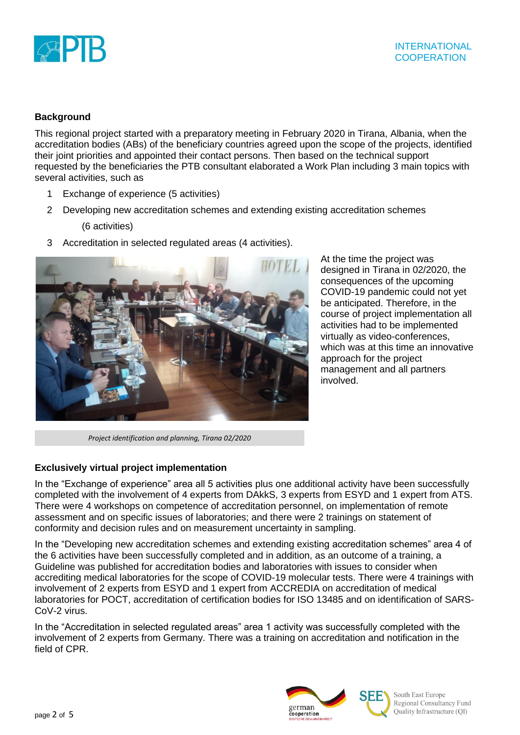## Background

This regional project started with a preparatory meeting in February 2020 in Tirana, Albania, when the accreditation bodies (ABs) of the beneficiary countries agreed upon the scope of the projects, identified their joint priorities and appointed their contact persons. Then based on the technical support requested by the beneficiaries the PTB consultant elaborated a Work Plan including 3 main topics with several activities, such as

1. Exchange of experience (5 activities)
2. Developing new accreditation schemes and extending existing accreditation schemes (6 activities)
3. Accreditation in selected regulated areas (4 activities).

At the time the project was designed in Tirana in 02/2020, the consequences of the upcoming COVID-19 pandemic could not yet be anticipated. Therefore, in the course of project implementation all activities had to be implemented virtually as video-conferences, which was at this time an innovative approach for the project management and all partners involved.

*Project identification and planning, Tirana 02/2020*

## Exclusively virtual project implementation

In the "Exchange of experience" area all 5 activities plus one additional activity have been successfully completed with the involvement of 4 experts from DAkkS, 3 experts from ESYD and 1 expert from ATS. There were 4 workshops on competence of accreditation personnel, on implementation of remote assessment and on specific issues of laboratories; and there were 2 trainings on statement of conformity and decision rules and on measurement uncertainty in sampling.

In the "Developing new accreditation schemes and extending existing accreditation schemes" area 4 of the 6 activities have been successfully completed and in addition, as an outcome of a training, a Guideline was published for accreditation bodies and laboratories with issues to consider when accrediting medical laboratories for the scope of COVID-19 molecular tests. There were 4 trainings with involvement of 2 experts from ESYD and 1 expert from ACCREDIA on accreditation of medical laboratories for POCT, accreditation of certification bodies for ISO 13485 and on identification of SARS-CoV-2 virus.

In the "Accreditation in selected regulated areas" area 1 activity was successfully completed with the involvement of 2 experts from Germany. There was a training on accreditation and notification in the field of CPR.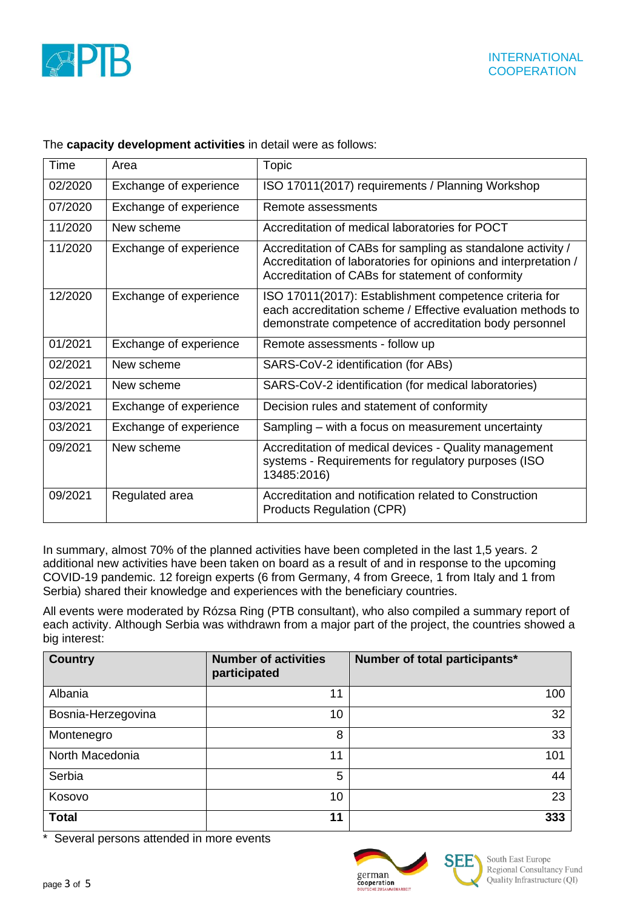The **capacity development activities** in detail were as follows:

| Time | Area | Topic |
|---|---|---|
| 02/2020 | Exchange of experience | ISO 17011(2017) requirements / Planning Workshop |
| 07/2020 | Exchange of experience | Remote assessments |
| 11/2020 | New scheme | Accreditation of medical laboratories for POCT |
| 11/2020 | Exchange of experience | Accreditation of CABs for sampling as standalone activity / Accreditation of laboratories for opinions and interpretation / Accreditation of CABs for statement of conformity |
| 12/2020 | Exchange of experience | ISO 17011(2017): Establishment competence criteria for each accreditation scheme / Effective evaluation methods to demonstrate competence of accreditation body personnel |
| 01/2021 | Exchange of experience | Remote assessments - follow up |
| 02/2021 | New scheme | SARS-CoV-2 identification (for ABs) |
| 02/2021 | New scheme | SARS-CoV-2 identification (for medical laboratories) |
| 03/2021 | Exchange of experience | Decision rules and statement of conformity |
| 03/2021 | Exchange of experience | Sampling – with a focus on measurement uncertainty |
| 09/2021 | New scheme | Accreditation of medical devices - Quality management systems - Requirements for regulatory purposes (ISO 13485:2016) |
| 09/2021 | Regulated area | Accreditation and notification related to Construction Products Regulation (CPR) |

In summary, almost 70% of the planned activities have been completed in the last 1,5 years. 2 additional new activities have been taken on board as a result of and in response to the upcoming COVID-19 pandemic. 12 foreign experts (6 from Germany, 4 from Greece, 1 from Italy and 1 from Serbia) shared their knowledge and experiences with the beneficiary countries.

All events were moderated by Rózsa Ring (PTB consultant), who also compiled a summary report of each activity. Although Serbia was withdrawn from a major part of the project, the countries showed a big interest:

| Country | Number of activities participated | Number of total participants* |
|---|---:|---:|
| Albania | 11 | 100 |
| Bosnia-Herzegovina | 10 | 32 |
| Montenegro | 8 | 33 |
| North Macedonia | 11 | 101 |
| Serbia | 5 | 44 |
| Kosovo | 10 | 23 |
| **Total** | **11** | **333** |

\* Several persons attended in more events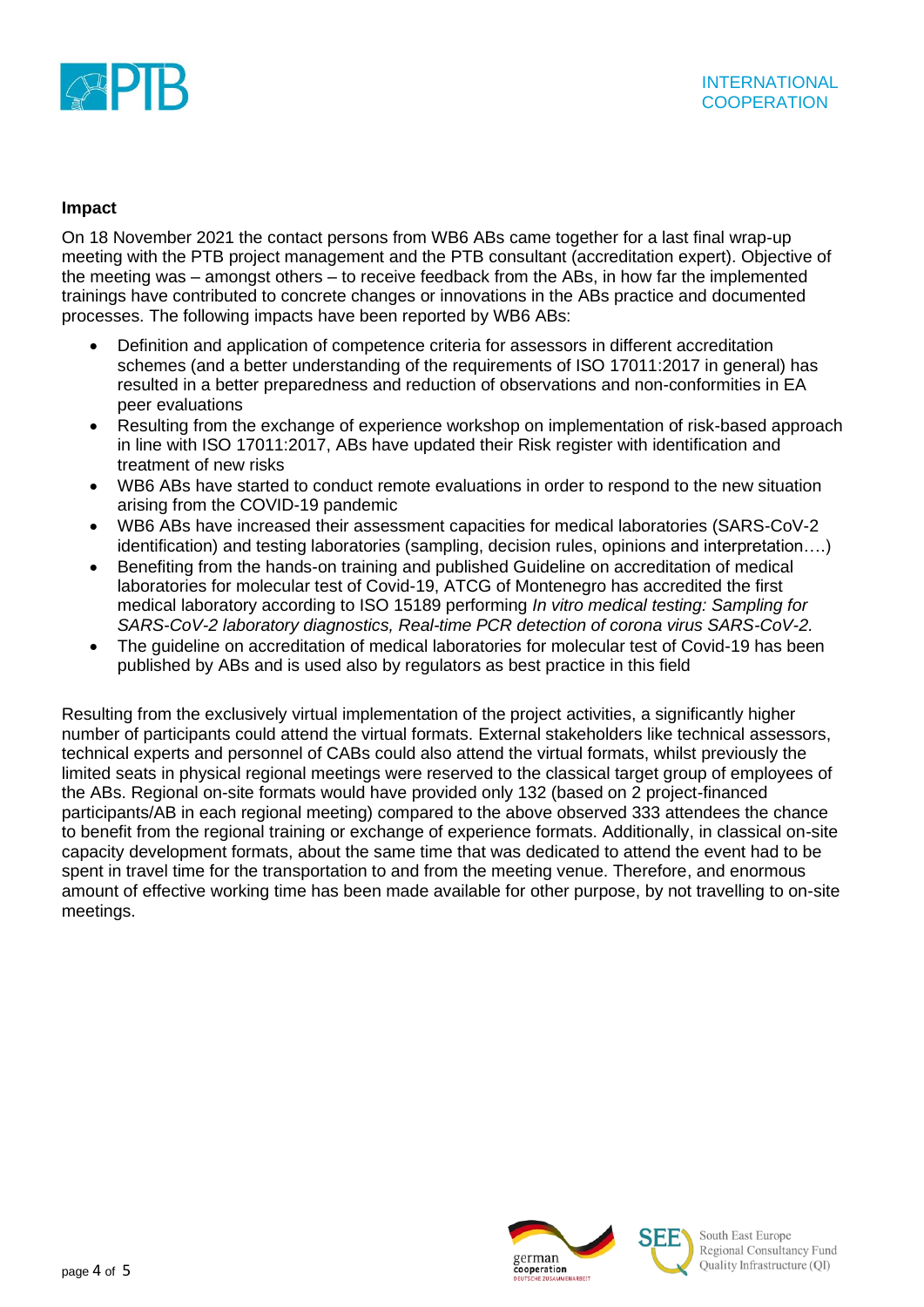**Impact**

On 18 November 2021 the contact persons from WB6 ABs came together for a last final wrap-up meeting with the PTB project management and the PTB consultant (accreditation expert). Objective of the meeting was – amongst others – to receive feedback from the ABs, in how far the implemented trainings have contributed to concrete changes or innovations in the ABs practice and documented processes. The following impacts have been reported by WB6 ABs:

- Definition and application of competence criteria for assessors in different accreditation schemes (and a better understanding of the requirements of ISO 17011:2017 in general) has resulted in a better preparedness and reduction of observations and non-conformities in EA peer evaluations
- Resulting from the exchange of experience workshop on implementation of risk-based approach in line with ISO 17011:2017, ABs have updated their Risk register with identification and treatment of new risks
- WB6 ABs have started to conduct remote evaluations in order to respond to the new situation arising from the COVID-19 pandemic
- WB6 ABs have increased their assessment capacities for medical laboratories (SARS-CoV-2 identification) and testing laboratories (sampling, decision rules, opinions and interpretation….)
- Benefiting from the hands-on training and published Guideline on accreditation of medical laboratories for molecular test of Covid-19, ATCG of Montenegro has accredited the first medical laboratory according to ISO 15189 performing *In vitro medical testing: Sampling for SARS-CoV-2 laboratory diagnostics, Real-time PCR detection of corona virus SARS-CoV-2.*
- The guideline on accreditation of medical laboratories for molecular test of Covid-19 has been published by ABs and is used also by regulators as best practice in this field

Resulting from the exclusively virtual implementation of the project activities, a significantly higher number of participants could attend the virtual formats. External stakeholders like technical assessors, technical experts and personnel of CABs could also attend the virtual formats, whilst previously the limited seats in physical regional meetings were reserved to the classical target group of employees of the ABs. Regional on-site formats would have provided only 132 (based on 2 project-financed participants/AB in each regional meeting) compared to the above observed 333 attendees the chance to benefit from the regional training or exchange of experience formats. Additionally, in classical on-site capacity development formats, about the same time that was dedicated to attend the event had to be spent in travel time for the transportation to and from the meeting venue. Therefore, and enormous amount of effective working time has been made available for other purpose, by not travelling to on-site meetings.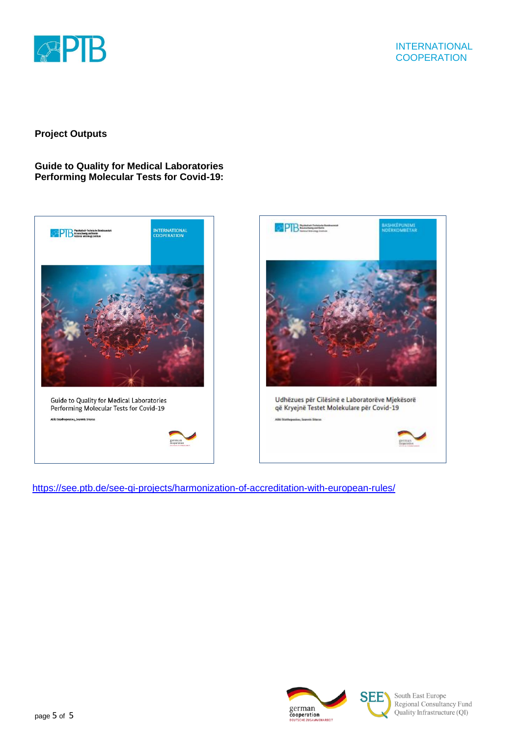**Project Outputs**

**Guide to Quality for Medical Laboratories Performing Molecular Tests for Covid-19:**

Guide to Quality for Medical Laboratories Performing Molecular Tests for Covid-19

Udhëzues për Cilësinë e Laboratorëve Mjekësorë që Kryejnë Testet Molekulare për Covid-19

https://see.ptb.de/see-qi-projects/harmonization-of-accreditation-with-european-rules/